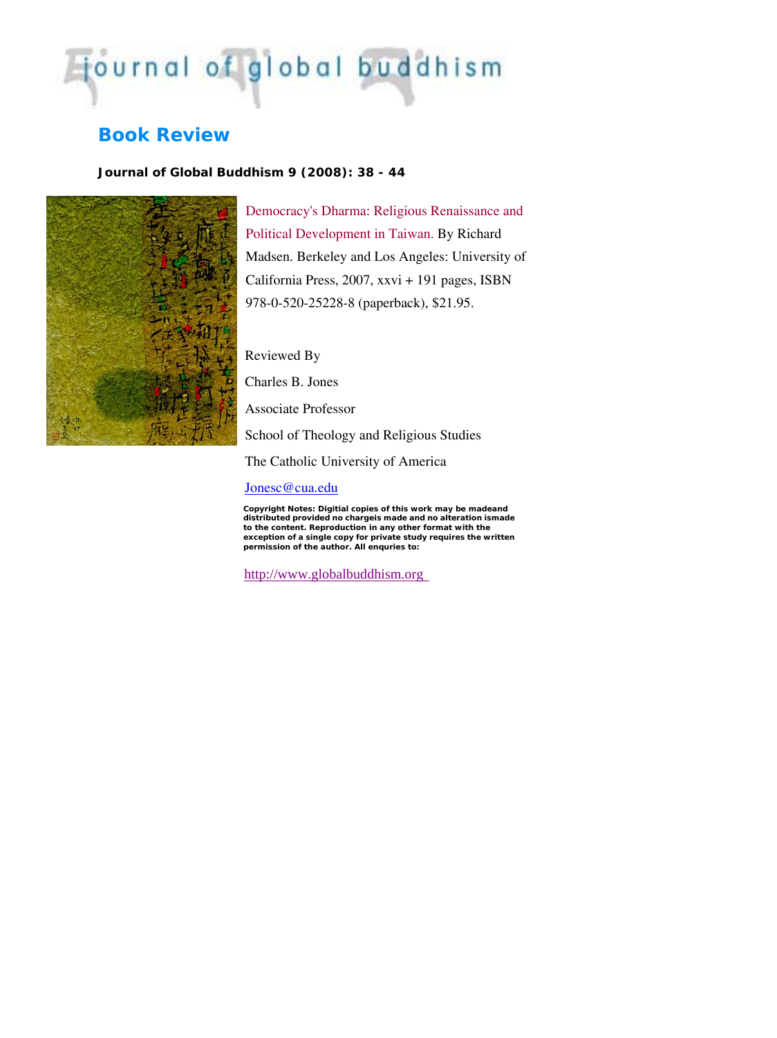# journal of global buddhism

## Book Review

**Journal of Global Buddhism 9 (2008): 38 - 44**

Democracy's Dharma: Religious Renaissance and Political Development in Taiwan. By Richard Madsen. Berkeley and Los Angeles: University of California Press, 2007, xxvi + 191 pages, ISBN 978-0-520-25228-8 (paperback), $21.95.

Reviewed By

Charles B. Jones

Associate Professor

School of Theology and Religious Studies

The Catholic University of America

Jonesc@cua.edu

**Copyright Notes: Digitial copies of this work may be madeand distributed provided no chargeis made and no alteration ismade to the content. Reproduction in any other format with the exception of a single copy for private study requires the written permission of the author. All enquries to:**

http://www.globalbuddhism.org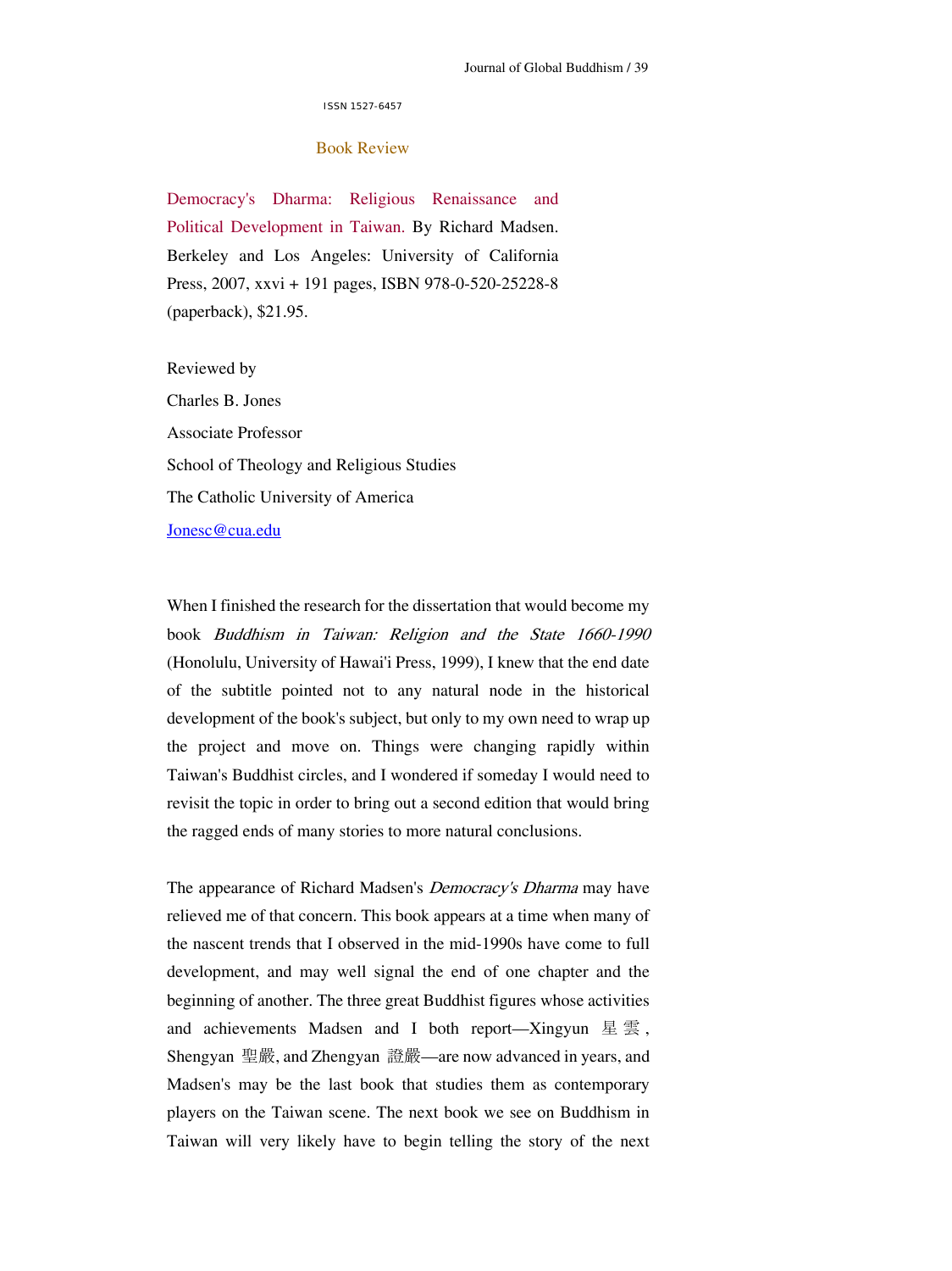ISSN 1527-6457

## Book Review

Democracy's Dharma: Religious Renaissance and Political Development in Taiwan. By Richard Madsen. Berkeley and Los Angeles: University of California Press, 2007, xxvi + 191 pages, ISBN 978-0-520-25228-8 (paperback), $21.95.

Reviewed by

Charles B. Jones

Associate Professor

School of Theology and Religious Studies

The Catholic University of America

Jonesc@cua.edu

When I finished the research for the dissertation that would become my book *Buddhism in Taiwan: Religion and the State 1660-1990* (Honolulu, University of Hawai'i Press, 1999), I knew that the end date of the subtitle pointed not to any natural node in the historical development of the book's subject, but only to my own need to wrap up the project and move on. Things were changing rapidly within Taiwan's Buddhist circles, and I wondered if someday I would need to revisit the topic in order to bring out a second edition that would bring the ragged ends of many stories to more natural conclusions.

The appearance of Richard Madsen's *Democracy's Dharma* may have relieved me of that concern. This book appears at a time when many of the nascent trends that I observed in the mid-1990s have come to full development, and may well signal the end of one chapter and the beginning of another. The three great Buddhist figures whose activities and achievements Madsen and I both report—Xingyun 星雲, Shengyan 聖嚴, and Zhengyan 證嚴—are now advanced in years, and Madsen's may be the last book that studies them as contemporary players on the Taiwan scene. The next book we see on Buddhism in Taiwan will very likely have to begin telling the story of the next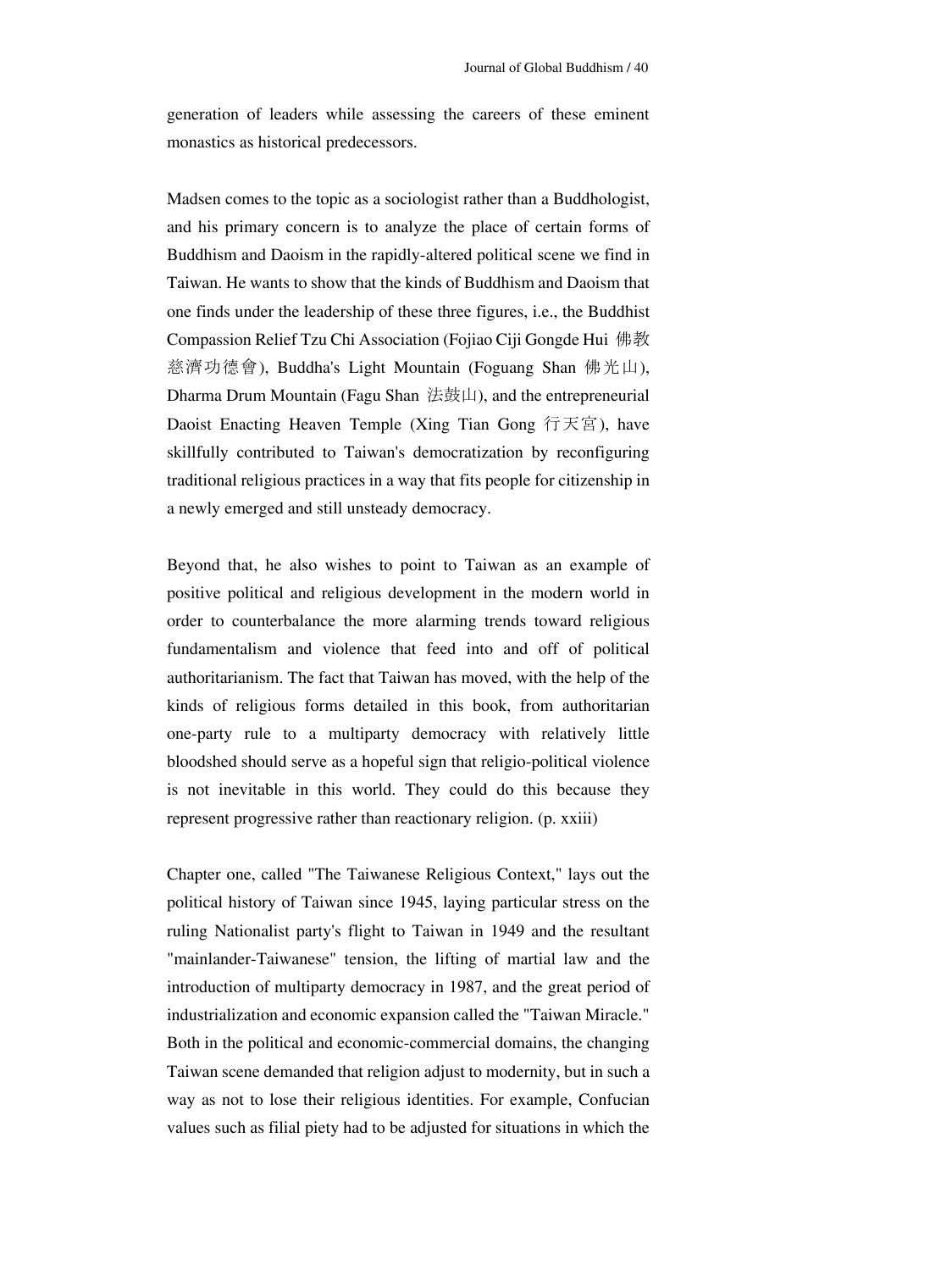generation of leaders while assessing the careers of these eminent monastics as historical predecessors.

Madsen comes to the topic as a sociologist rather than a Buddhologist, and his primary concern is to analyze the place of certain forms of Buddhism and Daoism in the rapidly-altered political scene we find in Taiwan. He wants to show that the kinds of Buddhism and Daoism that one finds under the leadership of these three figures, i.e., the Buddhist Compassion Relief Tzu Chi Association (Fojiao Ciji Gongde Hui 佛教慈濟功德會), Buddha's Light Mountain (Foguang Shan 佛光山), Dharma Drum Mountain (Fagu Shan 法鼓山), and the entrepreneurial Daoist Enacting Heaven Temple (Xing Tian Gong 行天宮), have skillfully contributed to Taiwan's democratization by reconfiguring traditional religious practices in a way that fits people for citizenship in a newly emerged and still unsteady democracy.

Beyond that, he also wishes to point to Taiwan as an example of positive political and religious development in the modern world in order to counterbalance the more alarming trends toward religious fundamentalism and violence that feed into and off of political authoritarianism. The fact that Taiwan has moved, with the help of the kinds of religious forms detailed in this book, from authoritarian one-party rule to a multiparty democracy with relatively little bloodshed should serve as a hopeful sign that religio-political violence is not inevitable in this world. They could do this because they represent progressive rather than reactionary religion. (p. xxiii)

Chapter one, called "The Taiwanese Religious Context," lays out the political history of Taiwan since 1945, laying particular stress on the ruling Nationalist party's flight to Taiwan in 1949 and the resultant "mainlander-Taiwanese" tension, the lifting of martial law and the introduction of multiparty democracy in 1987, and the great period of industrialization and economic expansion called the "Taiwan Miracle." Both in the political and economic-commercial domains, the changing Taiwan scene demanded that religion adjust to modernity, but in such a way as not to lose their religious identities. For example, Confucian values such as filial piety had to be adjusted for situations in which the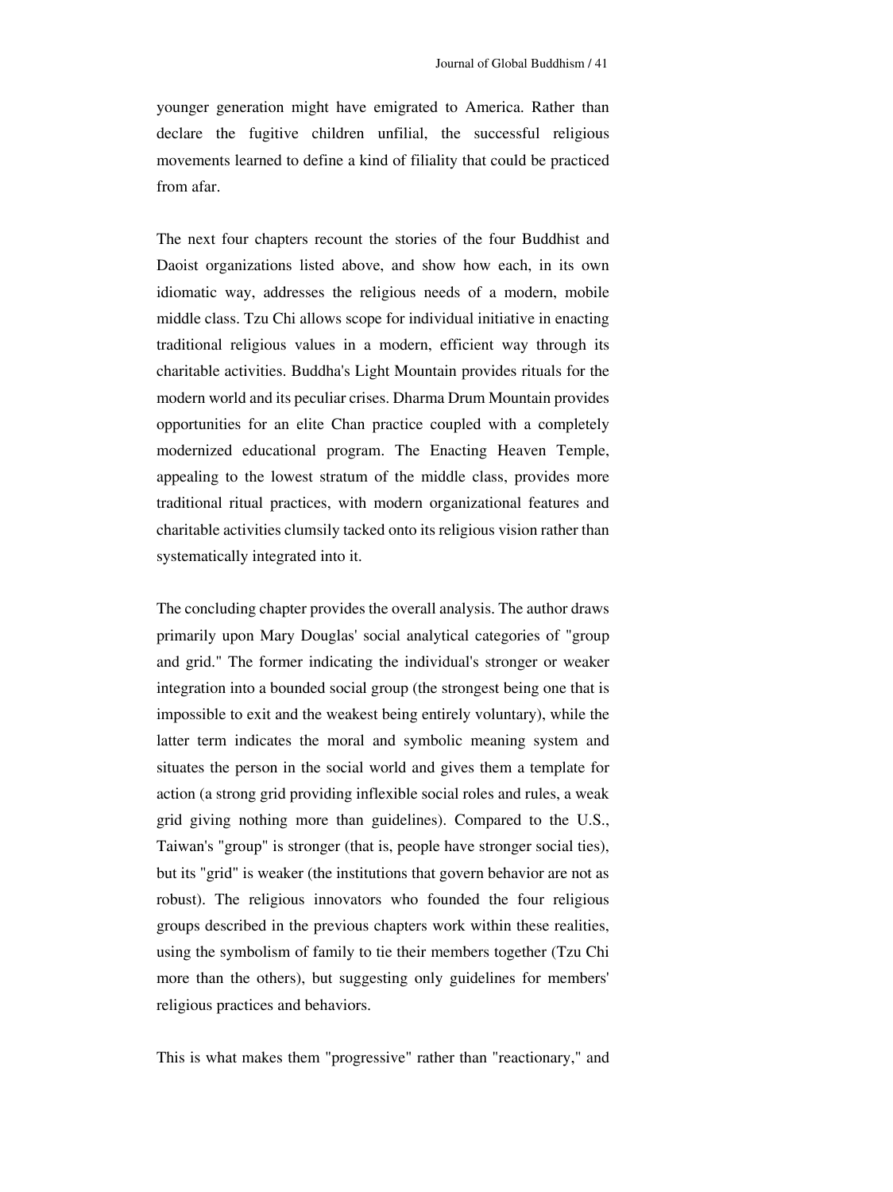younger generation might have emigrated to America. Rather than declare the fugitive children unfilial, the successful religious movements learned to define a kind of filiality that could be practiced from afar.

The next four chapters recount the stories of the four Buddhist and Daoist organizations listed above, and show how each, in its own idiomatic way, addresses the religious needs of a modern, mobile middle class. Tzu Chi allows scope for individual initiative in enacting traditional religious values in a modern, efficient way through its charitable activities. Buddha's Light Mountain provides rituals for the modern world and its peculiar crises. Dharma Drum Mountain provides opportunities for an elite Chan practice coupled with a completely modernized educational program. The Enacting Heaven Temple, appealing to the lowest stratum of the middle class, provides more traditional ritual practices, with modern organizational features and charitable activities clumsily tacked onto its religious vision rather than systematically integrated into it.

The concluding chapter provides the overall analysis. The author draws primarily upon Mary Douglas' social analytical categories of "group and grid." The former indicating the individual's stronger or weaker integration into a bounded social group (the strongest being one that is impossible to exit and the weakest being entirely voluntary), while the latter term indicates the moral and symbolic meaning system and situates the person in the social world and gives them a template for action (a strong grid providing inflexible social roles and rules, a weak grid giving nothing more than guidelines). Compared to the U.S., Taiwan's "group" is stronger (that is, people have stronger social ties), but its "grid" is weaker (the institutions that govern behavior are not as robust). The religious innovators who founded the four religious groups described in the previous chapters work within these realities, using the symbolism of family to tie their members together (Tzu Chi more than the others), but suggesting only guidelines for members' religious practices and behaviors.

This is what makes them "progressive" rather than "reactionary," and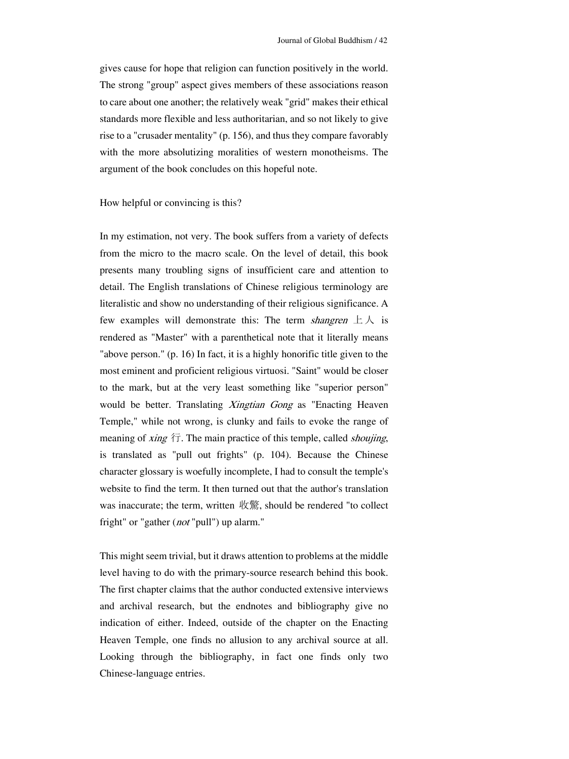gives cause for hope that religion can function positively in the world. The strong "group" aspect gives members of these associations reason to care about one another; the relatively weak "grid" makes their ethical standards more flexible and less authoritarian, and so not likely to give rise to a "crusader mentality" (p. 156), and thus they compare favorably with the more absolutizing moralities of western monotheisms. The argument of the book concludes on this hopeful note.

How helpful or convincing is this?

In my estimation, not very. The book suffers from a variety of defects from the micro to the macro scale. On the level of detail, this book presents many troubling signs of insufficient care and attention to detail. The English translations of Chinese religious terminology are literalistic and show no understanding of their religious significance. A few examples will demonstrate this: The term *shangren* 上人 is rendered as "Master" with a parenthetical note that it literally means "above person." (p. 16) In fact, it is a highly honorific title given to the most eminent and proficient religious virtuosi. "Saint" would be closer to the mark, but at the very least something like "superior person" would be better. Translating *Xingtian Gong* as "Enacting Heaven Temple," while not wrong, is clunky and fails to evoke the range of meaning of *xing* 行. The main practice of this temple, called *shoujing*, is translated as "pull out frights" (p. 104). Because the Chinese character glossary is woefully incomplete, I had to consult the temple's website to find the term. It then turned out that the author's translation was inaccurate; the term, written 收驚, should be rendered "to collect fright" or "gather (*not* "pull") up alarm."

This might seem trivial, but it draws attention to problems at the middle level having to do with the primary-source research behind this book. The first chapter claims that the author conducted extensive interviews and archival research, but the endnotes and bibliography give no indication of either. Indeed, outside of the chapter on the Enacting Heaven Temple, one finds no allusion to any archival source at all. Looking through the bibliography, in fact one finds only two Chinese-language entries.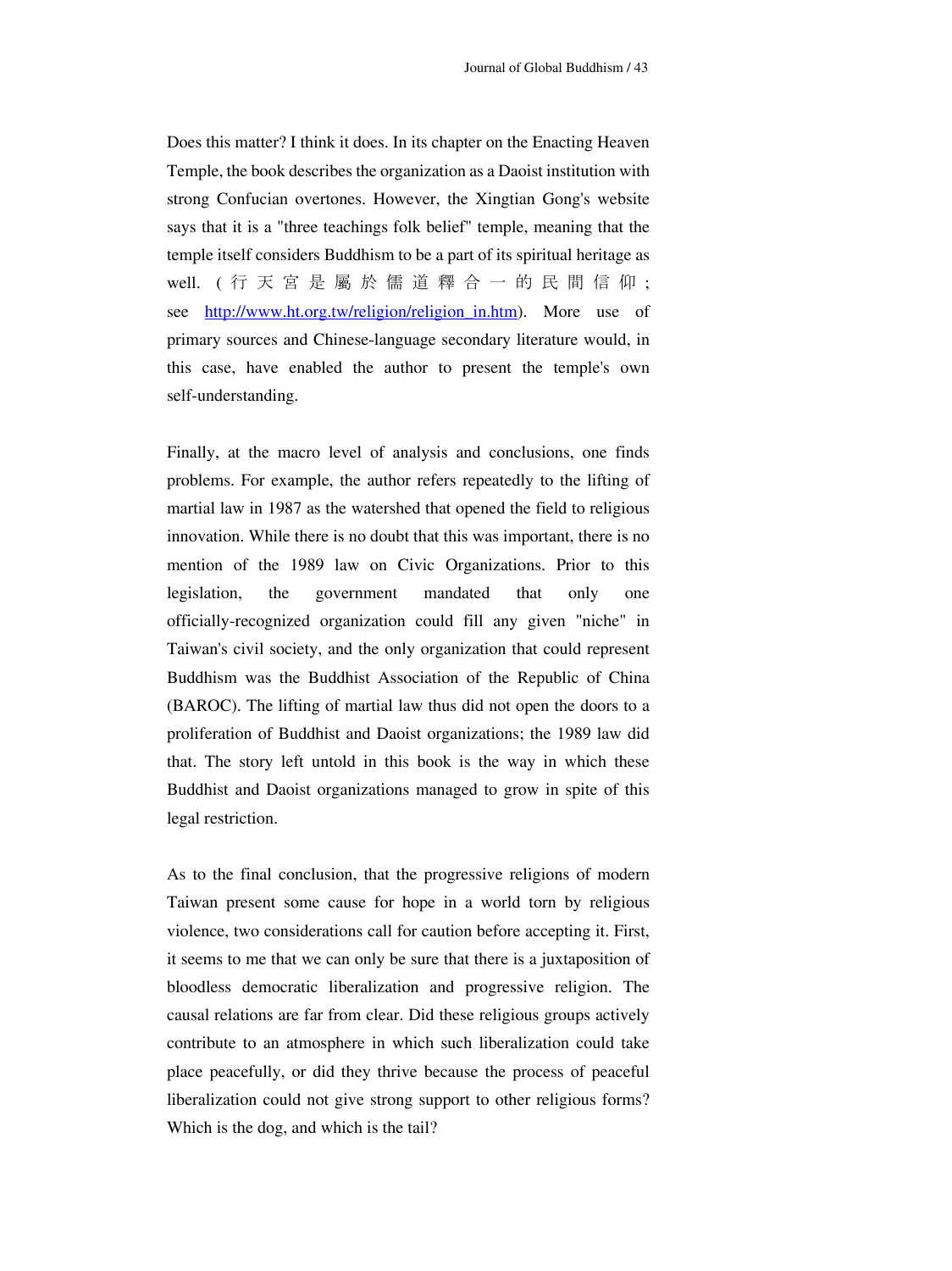Does this matter? I think it does. In its chapter on the Enacting Heaven Temple, the book describes the organization as a Daoist institution with strong Confucian overtones. However, the Xingtian Gong's website says that it is a "three teachings folk belief" temple, meaning that the temple itself considers Buddhism to be a part of its spiritual heritage as well. (行天宮是屬於儒道釋合一的民間信仰; see http://www.ht.org.tw/religion/religion_in.htm). More use of primary sources and Chinese-language secondary literature would, in this case, have enabled the author to present the temple's own self-understanding.

Finally, at the macro level of analysis and conclusions, one finds problems. For example, the author refers repeatedly to the lifting of martial law in 1987 as the watershed that opened the field to religious innovation. While there is no doubt that this was important, there is no mention of the 1989 law on Civic Organizations. Prior to this legislation, the government mandated that only one officially-recognized organization could fill any given "niche" in Taiwan's civil society, and the only organization that could represent Buddhism was the Buddhist Association of the Republic of China (BAROC). The lifting of martial law thus did not open the doors to a proliferation of Buddhist and Daoist organizations; the 1989 law did that. The story left untold in this book is the way in which these Buddhist and Daoist organizations managed to grow in spite of this legal restriction.

As to the final conclusion, that the progressive religions of modern Taiwan present some cause for hope in a world torn by religious violence, two considerations call for caution before accepting it. First, it seems to me that we can only be sure that there is a juxtaposition of bloodless democratic liberalization and progressive religion. The causal relations are far from clear. Did these religious groups actively contribute to an atmosphere in which such liberalization could take place peacefully, or did they thrive because the process of peaceful liberalization could not give strong support to other religious forms? Which is the dog, and which is the tail?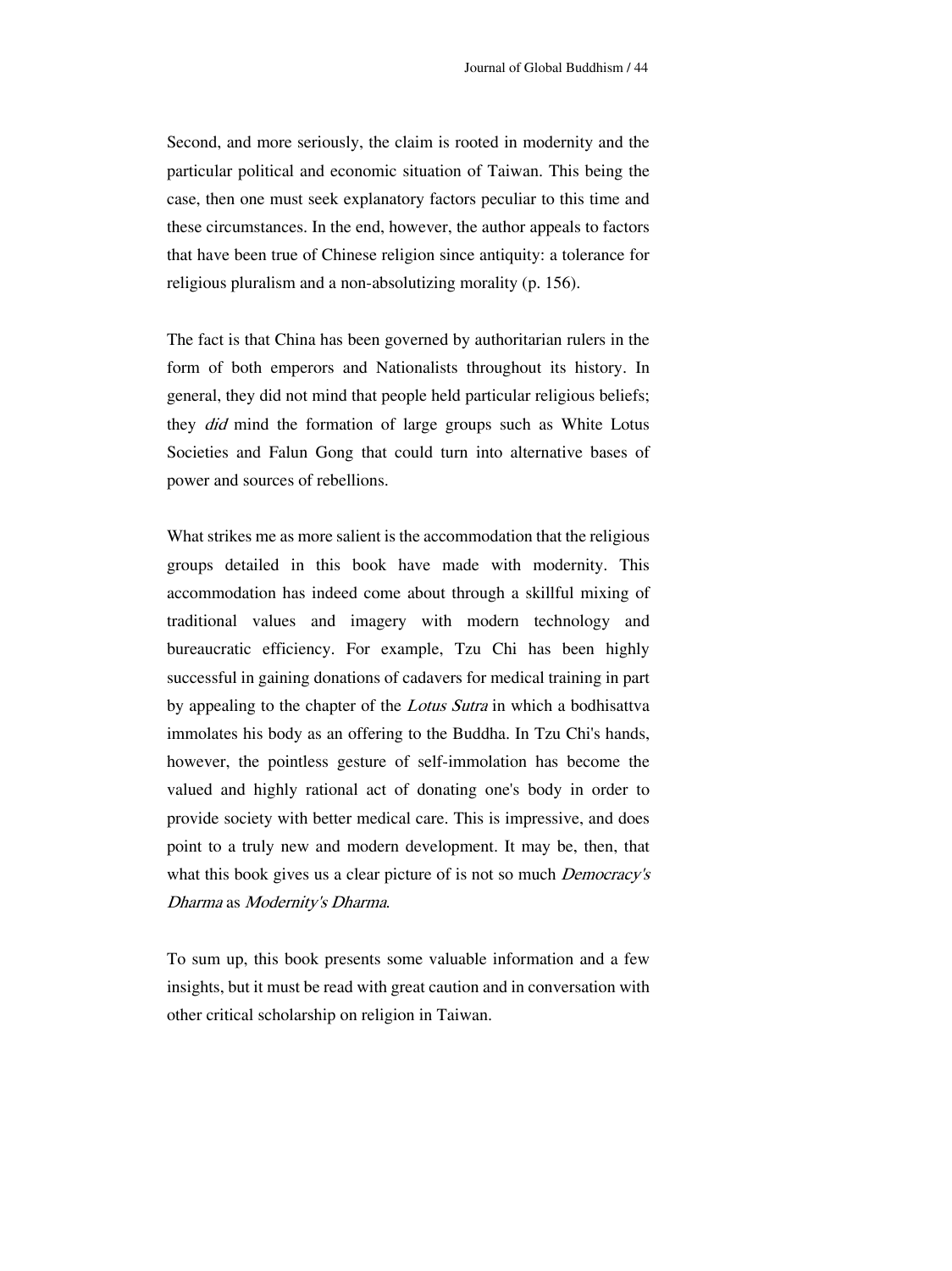Second, and more seriously, the claim is rooted in modernity and the particular political and economic situation of Taiwan. This being the case, then one must seek explanatory factors peculiar to this time and these circumstances. In the end, however, the author appeals to factors that have been true of Chinese religion since antiquity: a tolerance for religious pluralism and a non-absolutizing morality (p. 156).

The fact is that China has been governed by authoritarian rulers in the form of both emperors and Nationalists throughout its history. In general, they did not mind that people held particular religious beliefs; they *did* mind the formation of large groups such as White Lotus Societies and Falun Gong that could turn into alternative bases of power and sources of rebellions.

What strikes me as more salient is the accommodation that the religious groups detailed in this book have made with modernity. This accommodation has indeed come about through a skillful mixing of traditional values and imagery with modern technology and bureaucratic efficiency. For example, Tzu Chi has been highly successful in gaining donations of cadavers for medical training in part by appealing to the chapter of the *Lotus Sutra* in which a bodhisattva immolates his body as an offering to the Buddha. In Tzu Chi's hands, however, the pointless gesture of self-immolation has become the valued and highly rational act of donating one's body in order to provide society with better medical care. This is impressive, and does point to a truly new and modern development. It may be, then, that what this book gives us a clear picture of is not so much *Democracy's Dharma* as *Modernity's Dharma*.

To sum up, this book presents some valuable information and a few insights, but it must be read with great caution and in conversation with other critical scholarship on religion in Taiwan.